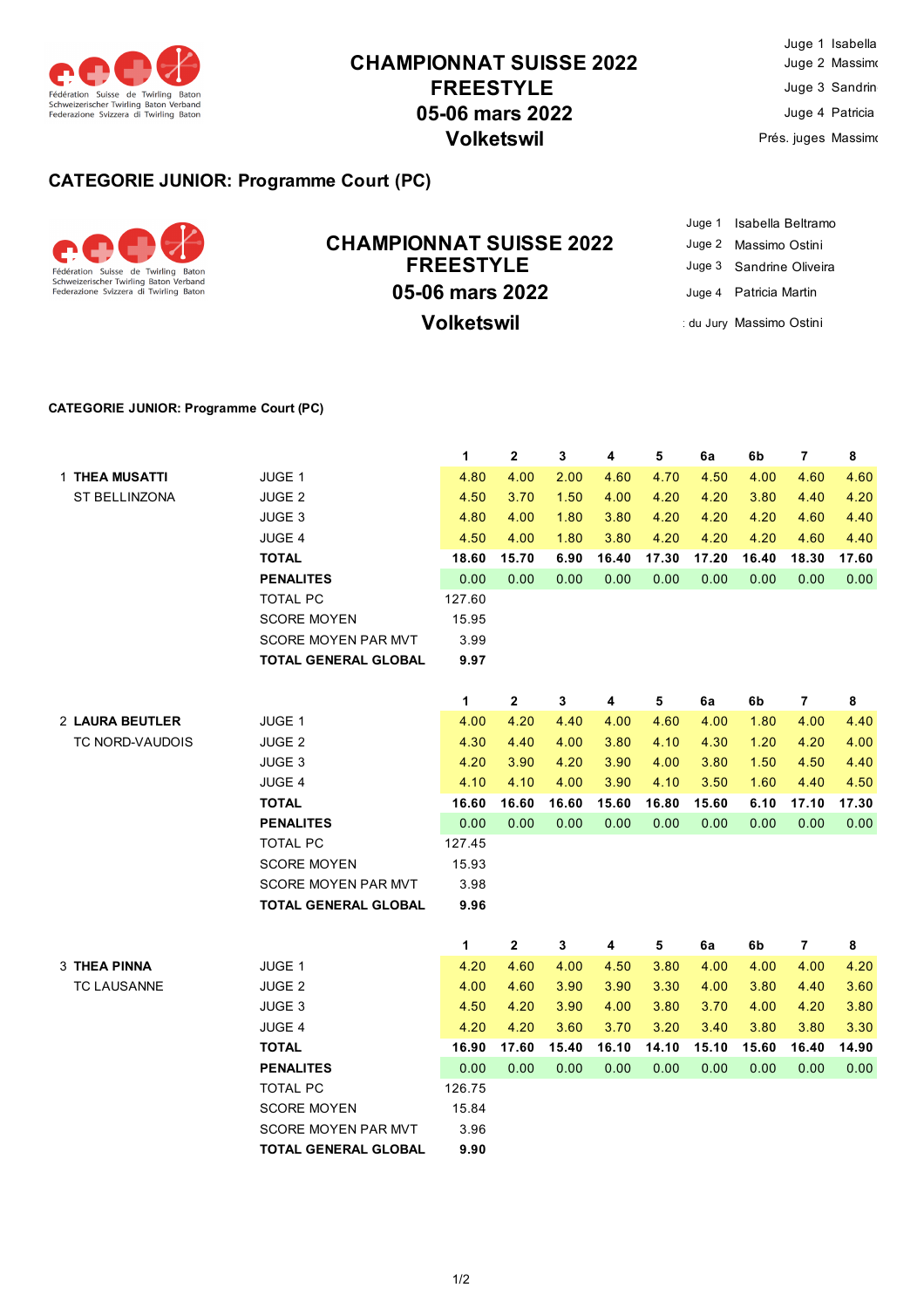# CHAMPIONNAT SUISSE 2022
# FREESTYLE
# 05-06 mars 2022
# Volketswil

Juge 1 Isabella
Juge 2 Massimo
Juge 3 Sandrin
Juge 4 Patricia
Prés. juges Massimo

## CATEGORIE JUNIOR: Programme Court (PC)

Fédération Suisse de Twirling Baton
Schweizerischer Twirling Baton Verband
Federazione Svizzera di Twirling Baton

# CHAMPIONNAT SUISSE 2022
# FREESTYLE
# 05-06 mars 2022
# Volketswil

| | |
|---|---|
| Juge 1 | Isabella Beltramo |
| Juge 2 | Massimo Ostini |
| Juge 3 | Sandrine Oliveira |
| Juge 4 | Patricia Martin |
| : du Jury | Massimo Ostini |

**CATEGORIE JUNIOR: Programme Court (PC)**

| | | | 1 | 2 | 3 | 4 | 5 | 6a | 6b | 7 | 8 |
|---|---|---|---|---|---|---|---|---|---|---|---|
| 1 | **THEA MUSATTI** | JUGE 1 | 4.80 | 4.00 | 2.00 | 4.60 | 4.70 | 4.50 | 4.00 | 4.60 | 4.60 |
| | ST BELLINZONA | JUGE 2 | 4.50 | 3.70 | 1.50 | 4.00 | 4.20 | 4.20 | 3.80 | 4.40 | 4.20 |
| | | JUGE 3 | 4.80 | 4.00 | 1.80 | 3.80 | 4.20 | 4.20 | 4.20 | 4.60 | 4.40 |
| | | JUGE 4 | 4.50 | 4.00 | 1.80 | 3.80 | 4.20 | 4.20 | 4.20 | 4.60 | 4.40 |
| | | **TOTAL** | **18.60** | **15.70** | **6.90** | **16.40** | **17.30** | **17.20** | **16.40** | **18.30** | **17.60** |
| | | **PENALITES** | 0.00 | 0.00 | 0.00 | 0.00 | 0.00 | 0.00 | 0.00 | 0.00 | 0.00 |
| | | TOTAL PC | 127.60 | | | | | | | | |
| | | SCORE MOYEN | 15.95 | | | | | | | | |
| | | SCORE MOYEN PAR MVT | 3.99 | | | | | | | | |
| | | **TOTAL GENERAL GLOBAL** | **9.97** | | | | | | | | |

| | | | 1 | 2 | 3 | 4 | 5 | 6a | 6b | 7 | 8 |
|---|---|---|---|---|---|---|---|---|---|---|---|
| 2 | **LAURA BEUTLER** | JUGE 1 | 4.00 | 4.20 | 4.40 | 4.00 | 4.60 | 4.00 | 1.80 | 4.00 | 4.40 |
| | TC NORD-VAUDOIS | JUGE 2 | 4.30 | 4.40 | 4.00 | 3.80 | 4.10 | 4.30 | 1.20 | 4.20 | 4.00 |
| | | JUGE 3 | 4.20 | 3.90 | 4.20 | 3.90 | 4.00 | 3.80 | 1.50 | 4.50 | 4.40 |
| | | JUGE 4 | 4.10 | 4.10 | 4.00 | 3.90 | 4.10 | 3.50 | 1.60 | 4.40 | 4.50 |
| | | **TOTAL** | **16.60** | **16.60** | **16.60** | **15.60** | **16.80** | **15.60** | **6.10** | **17.10** | **17.30** |
| | | **PENALITES** | 0.00 | 0.00 | 0.00 | 0.00 | 0.00 | 0.00 | 0.00 | 0.00 | 0.00 |
| | | TOTAL PC | 127.45 | | | | | | | | |
| | | SCORE MOYEN | 15.93 | | | | | | | | |
| | | SCORE MOYEN PAR MVT | 3.98 | | | | | | | | |
| | | **TOTAL GENERAL GLOBAL** | **9.96** | | | | | | | | |

| | | | 1 | 2 | 3 | 4 | 5 | 6a | 6b | 7 | 8 |
|---|---|---|---|---|---|---|---|---|---|---|---|
| 3 | **THEA PINNA** | JUGE 1 | 4.20 | 4.60 | 4.00 | 4.50 | 3.80 | 4.00 | 4.00 | 4.00 | 4.20 |
| | TC LAUSANNE | JUGE 2 | 4.00 | 4.60 | 3.90 | 3.90 | 3.30 | 4.00 | 3.80 | 4.40 | 3.60 |
| | | JUGE 3 | 4.50 | 4.20 | 3.90 | 4.00 | 3.80 | 3.70 | 4.00 | 4.20 | 3.80 |
| | | JUGE 4 | 4.20 | 4.20 | 3.60 | 3.70 | 3.20 | 3.40 | 3.80 | 3.80 | 3.30 |
| | | **TOTAL** | **16.90** | **17.60** | **15.40** | **16.10** | **14.10** | **15.10** | **15.60** | **16.40** | **14.90** |
| | | **PENALITES** | 0.00 | 0.00 | 0.00 | 0.00 | 0.00 | 0.00 | 0.00 | 0.00 | 0.00 |
| | | TOTAL PC | 126.75 | | | | | | | | |
| | | SCORE MOYEN | 15.84 | | | | | | | | |
| | | SCORE MOYEN PAR MVT | 3.96 | | | | | | | | |
| | | **TOTAL GENERAL GLOBAL** | **9.90** | | | | | | | | |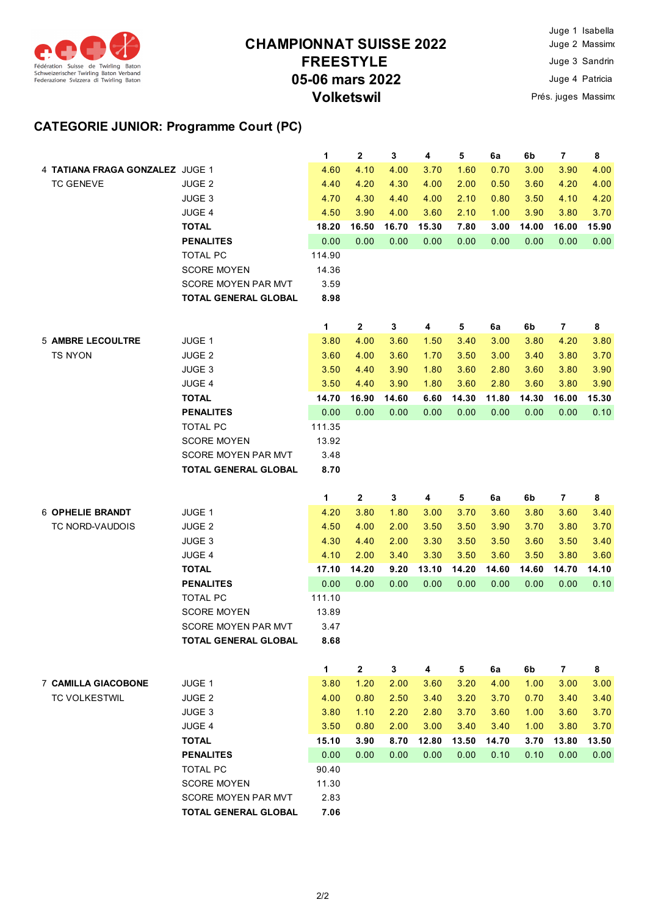Fédération Suisse de Twirling Baton
Schweizerischer Twirling Baton Verband
Federazione Svizzera di Twirling Baton

# CHAMPIONNAT SUISSE 2022
# FREESTYLE
# 05-06 mars 2022
# Volketswil

Juge 1 Isabella
Juge 2 Massimo
Juge 3 Sandrin
Juge 4 Patricia
Prés. juges Massimo

## CATEGORIE JUNIOR: Programme Court (PC)

| | | | 1 | 2 | 3 | 4 | 5 | 6a | 6b | 7 | 8 |
|---|---|---|---|---|---|---|---|---|---|---|---|
| 4 | **TATIANA FRAGA GONZALEZ** | JUGE 1 | 4.60 | 4.10 | 4.00 | 3.70 | 1.60 | 0.70 | 3.00 | 3.90 | 4.00 |
| | TC GENEVE | JUGE 2 | 4.40 | 4.20 | 4.30 | 4.00 | 2.00 | 0.50 | 3.60 | 4.20 | 4.00 |
| | | JUGE 3 | 4.70 | 4.30 | 4.40 | 4.00 | 2.10 | 0.80 | 3.50 | 4.10 | 4.20 |
| | | JUGE 4 | 4.50 | 3.90 | 4.00 | 3.60 | 2.10 | 1.00 | 3.90 | 3.80 | 3.70 |
| | | **TOTAL** | **18.20** | **16.50** | **16.70** | **15.30** | **7.80** | **3.00** | **14.00** | **16.00** | **15.90** |
| | | **PENALITES** | 0.00 | 0.00 | 0.00 | 0.00 | 0.00 | 0.00 | 0.00 | 0.00 | 0.00 |
| | | TOTAL PC | 114.90 | | | | | | | | |
| | | SCORE MOYEN | 14.36 | | | | | | | | |
| | | SCORE MOYEN PAR MVT | 3.59 | | | | | | | | |
| | | **TOTAL GENERAL GLOBAL** | **8.98** | | | | | | | | |

| | | | 1 | 2 | 3 | 4 | 5 | 6a | 6b | 7 | 8 |
|---|---|---|---|---|---|---|---|---|---|---|---|
| 5 | **AMBRE LECOULTRE** | JUGE 1 | 3.80 | 4.00 | 3.60 | 1.50 | 3.40 | 3.00 | 3.80 | 4.20 | 3.80 |
| | TS NYON | JUGE 2 | 3.60 | 4.00 | 3.60 | 1.70 | 3.50 | 3.00 | 3.40 | 3.80 | 3.70 |
| | | JUGE 3 | 3.50 | 4.40 | 3.90 | 1.80 | 3.60 | 2.80 | 3.60 | 3.80 | 3.90 |
| | | JUGE 4 | 3.50 | 4.40 | 3.90 | 1.80 | 3.60 | 2.80 | 3.60 | 3.80 | 3.90 |
| | | **TOTAL** | **14.70** | **16.90** | **14.60** | **6.60** | **14.30** | **11.80** | **14.30** | **16.00** | **15.30** |
| | | **PENALITES** | 0.00 | 0.00 | 0.00 | 0.00 | 0.00 | 0.00 | 0.00 | 0.00 | 0.10 |
| | | TOTAL PC | 111.35 | | | | | | | | |
| | | SCORE MOYEN | 13.92 | | | | | | | | |
| | | SCORE MOYEN PAR MVT | 3.48 | | | | | | | | |
| | | **TOTAL GENERAL GLOBAL** | **8.70** | | | | | | | | |

| | | | 1 | 2 | 3 | 4 | 5 | 6a | 6b | 7 | 8 |
|---|---|---|---|---|---|---|---|---|---|---|---|
| 6 | **OPHELIE BRANDT** | JUGE 1 | 4.20 | 3.80 | 1.80 | 3.00 | 3.70 | 3.60 | 3.80 | 3.60 | 3.40 |
| | TC NORD-VAUDOIS | JUGE 2 | 4.50 | 4.00 | 2.00 | 3.50 | 3.50 | 3.90 | 3.70 | 3.80 | 3.70 |
| | | JUGE 3 | 4.30 | 4.40 | 2.00 | 3.30 | 3.50 | 3.50 | 3.60 | 3.50 | 3.40 |
| | | JUGE 4 | 4.10 | 2.00 | 3.40 | 3.30 | 3.50 | 3.60 | 3.50 | 3.80 | 3.60 |
| | | **TOTAL** | **17.10** | **14.20** | **9.20** | **13.10** | **14.20** | **14.60** | **14.60** | **14.70** | **14.10** |
| | | **PENALITES** | 0.00 | 0.00 | 0.00 | 0.00 | 0.00 | 0.00 | 0.00 | 0.00 | 0.10 |
| | | TOTAL PC | 111.10 | | | | | | | | |
| | | SCORE MOYEN | 13.89 | | | | | | | | |
| | | SCORE MOYEN PAR MVT | 3.47 | | | | | | | | |
| | | **TOTAL GENERAL GLOBAL** | **8.68** | | | | | | | | |

| | | | 1 | 2 | 3 | 4 | 5 | 6a | 6b | 7 | 8 |
|---|---|---|---|---|---|---|---|---|---|---|---|
| 7 | **CAMILLA GIACOBONE** | JUGE 1 | 3.80 | 1.20 | 2.00 | 3.60 | 3.20 | 4.00 | 1.00 | 3.00 | 3.00 |
| | TC VOLKESTWIL | JUGE 2 | 4.00 | 0.80 | 2.50 | 3.40 | 3.20 | 3.70 | 0.70 | 3.40 | 3.40 |
| | | JUGE 3 | 3.80 | 1.10 | 2.20 | 2.80 | 3.70 | 3.60 | 1.00 | 3.60 | 3.70 |
| | | JUGE 4 | 3.50 | 0.80 | 2.00 | 3.00 | 3.40 | 3.40 | 1.00 | 3.80 | 3.70 |
| | | **TOTAL** | **15.10** | **3.90** | **8.70** | **12.80** | **13.50** | **14.70** | **3.70** | **13.80** | **13.50** |
| | | **PENALITES** | 0.00 | 0.00 | 0.00 | 0.00 | 0.00 | 0.10 | 0.10 | 0.00 | 0.00 |
| | | TOTAL PC | 90.40 | | | | | | | | |
| | | SCORE MOYEN | 11.30 | | | | | | | | |
| | | SCORE MOYEN PAR MVT | 2.83 | | | | | | | | |
| | | **TOTAL GENERAL GLOBAL** | **7.06** | | | | | | | | |